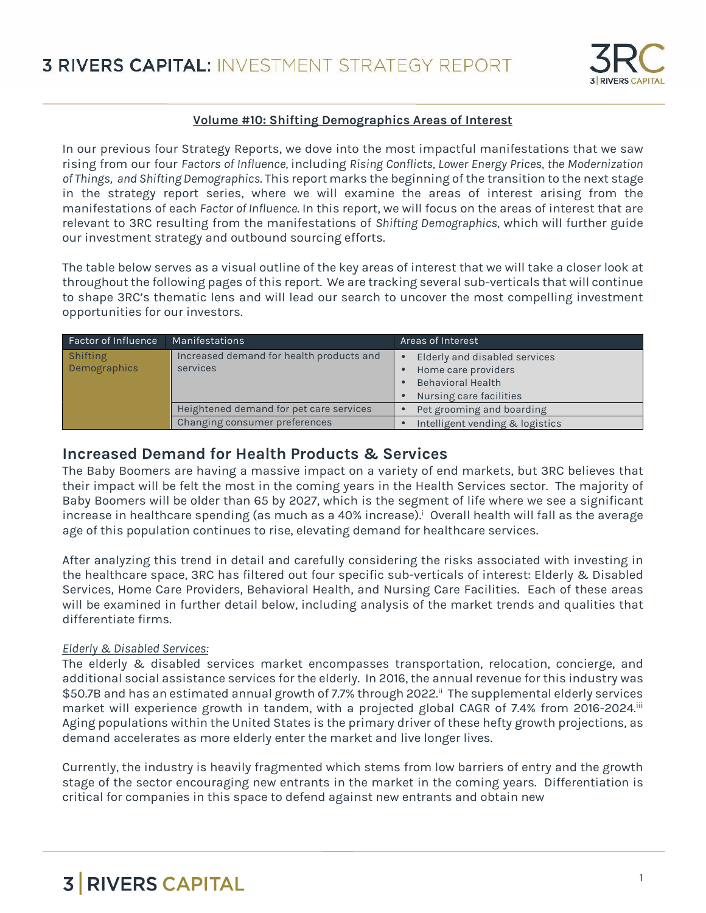### Volume #10: Shifting Demographics Areas of Interest

In our previous four Strategy Reports, we dove into the most impactful manifestations that we saw rising from our four *Factors of Influence,* including *Rising Conflicts, Lower Energy Prices, the Modernization of Things, and Shifting Demographics.* This report marks the beginning of the transition to the next stage in the strategy report series, where we will examine the areas of interest arising from the manifestations of each *Factor of Influence.* In this report, we will focus on the areas of interest that are relevant to 3RC resulting from the manifestations of *Shifting Demographics,* which will further guide our investment strategy and outbound sourcing efforts.

The table below serves as a visual outline of the key areas of interest that we will take a closer look at throughout the following pages of this report. We are tracking several sub-verticals that will continue to shape 3RC's thematic lens and will lead our search to uncover the most compelling investment opportunities for our investors.

| Factor of Influence | Manifestations | Areas of Interest |
|---|---|---|
| Shifting Demographics | Increased demand for health products and services | • Elderly and disabled services<br>• Home care providers<br>• Behavioral Health<br>• Nursing care facilities |
| | Heightened demand for pet care services | • Pet grooming and boarding |
| | Changing consumer preferences | • Intelligent vending & logistics |

## Increased Demand for Health Products & Services

The Baby Boomers are having a massive impact on a variety of end markets, but 3RC believes that their impact will be felt the most in the coming years in the Health Services sector. The majority of Baby Boomers will be older than 65 by 2027, which is the segment of life where we see a significant increase in healthcare spending (as much as a 40% increase).[i] Overall health will fall as the average age of this population continues to rise, elevating demand for healthcare services.

After analyzing this trend in detail and carefully considering the risks associated with investing in the healthcare space, 3RC has filtered out four specific sub-verticals of interest: Elderly & Disabled Services, Home Care Providers, Behavioral Health, and Nursing Care Facilities. Each of these areas will be examined in further detail below, including analysis of the market trends and qualities that differentiate firms.

*Elderly & Disabled Services:*

The elderly & disabled services market encompasses transportation, relocation, concierge, and additional social assistance services for the elderly. In 2016, the annual revenue for this industry was \$50.7B and has an estimated annual growth of 7.7% through 2022.[ii] The supplemental elderly services market will experience growth in tandem, with a projected global CAGR of 7.4% from 2016-2024.[iii] Aging populations within the United States is the primary driver of these hefty growth projections, as demand accelerates as more elderly enter the market and live longer lives.

Currently, the industry is heavily fragmented which stems from low barriers of entry and the growth stage of the sector encouraging new entrants in the market in the coming years. Differentiation is critical for companies in this space to defend against new entrants and obtain new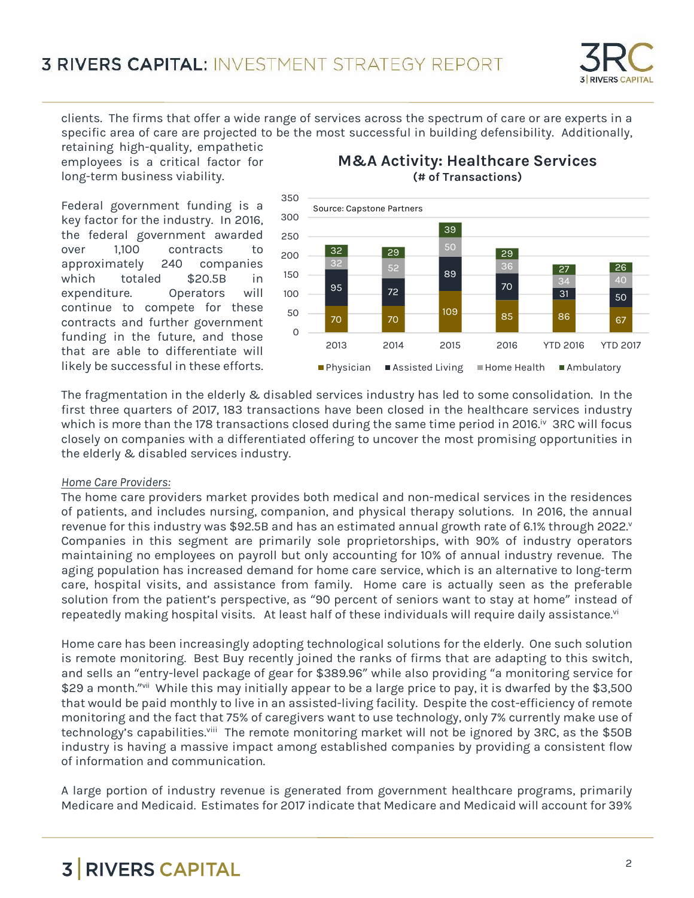clients. The firms that offer a wide range of services across the spectrum of care or are experts in a specific area of care are projected to be the most successful in building defensibility. Additionally, retaining high-quality, empathetic employees is a critical factor for long-term business viability.

Federal government funding is a key factor for the industry. In 2016, the federal government awarded over 1,100 contracts to approximately 240 companies which totaled $20.5B in expenditure. Operators will continue to compete for these contracts and further government funding in the future, and those that are able to differentiate will likely be successful in these efforts.

**M&A Activity: Healthcare Services**
**(# of Transactions)**

Source: Capstone Partners

| | 2013 | 2014 | 2015 | 2016 | YTD 2016 | YTD 2017 |
|---|---|---|---|---|---|---|
| Physician | 70 | 70 | 109 | 85 | 86 | 67 |
| Assisted Living | 95 | 72 | 89 | 70 | 31 | 50 |
| Home Health | 32 | 52 | 50 | 36 | 34 | 40 |
| Ambulatory | 32 | 29 | 39 | 29 | 27 | 26 |

The fragmentation in the elderly & disabled services industry has led to some consolidation. In the first three quarters of 2017, 183 transactions have been closed in the healthcare services industry which is more than the 178 transactions closed during the same time period in 2016.[iv] 3RC will focus closely on companies with a differentiated offering to uncover the most promising opportunities in the elderly & disabled services industry.

*Home Care Providers:*

The home care providers market provides both medical and non-medical services in the residences of patients, and includes nursing, companion, and physical therapy solutions. In 2016, the annual revenue for this industry was $92.5B and has an estimated annual growth rate of 6.1% through 2022.[v] Companies in this segment are primarily sole proprietorships, with 90% of industry operators maintaining no employees on payroll but only accounting for 10% of annual industry revenue. The aging population has increased demand for home care service, which is an alternative to long-term care, hospital visits, and assistance from family. Home care is actually seen as the preferable solution from the patient's perspective, as "90 percent of seniors want to stay at home" instead of repeatedly making hospital visits. At least half of these individuals will require daily assistance.[vi]

Home care has been increasingly adopting technological solutions for the elderly. One such solution is remote monitoring. Best Buy recently joined the ranks of firms that are adapting to this switch, and sells an "entry-level package of gear for $389.96" while also providing "a monitoring service for $29 a month."[vii] While this may initially appear to be a large price to pay, it is dwarfed by the $3,500 that would be paid monthly to live in an assisted-living facility. Despite the cost-efficiency of remote monitoring and the fact that 75% of caregivers want to use technology, only 7% currently make use of technology's capabilities.[viii] The remote monitoring market will not be ignored by 3RC, as the $50B industry is having a massive impact among established companies by providing a consistent flow of information and communication.

A large portion of industry revenue is generated from government healthcare programs, primarily Medicare and Medicaid. Estimates for 2017 indicate that Medicare and Medicaid will account for 39%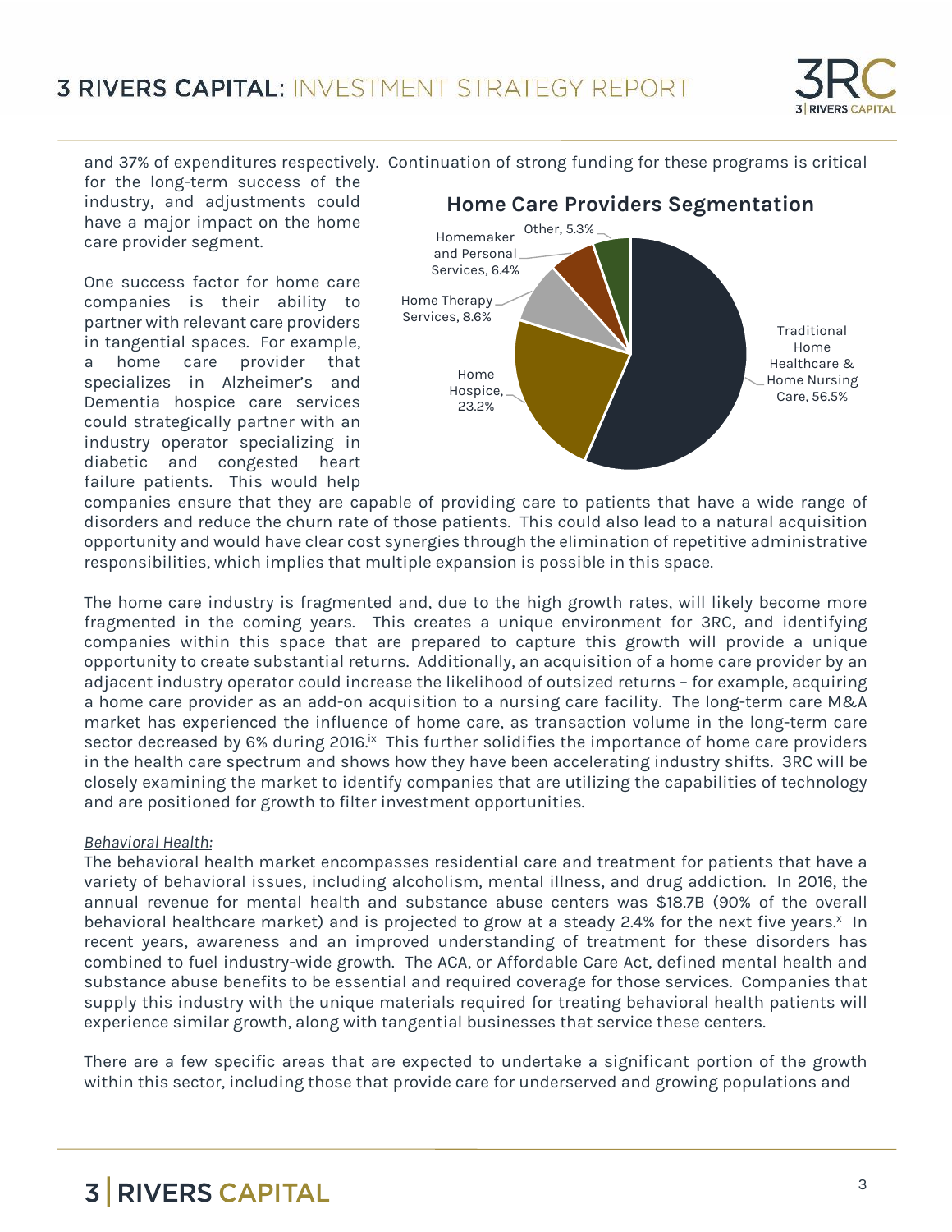and 37% of expenditures respectively. Continuation of strong funding for these programs is critical for the long-term success of the industry, and adjustments could have a major impact on the home care provider segment.

One success factor for home care companies is their ability to partner with relevant care providers in tangential spaces. For example, a home care provider that specializes in Alzheimer's and Dementia hospice care services could strategically partner with an industry operator specializing in diabetic and congested heart failure patients. This would help companies ensure that they are capable of providing care to patients that have a wide range of disorders and reduce the churn rate of those patients. This could also lead to a natural acquisition opportunity and would have clear cost synergies through the elimination of repetitive administrative responsibilities, which implies that multiple expansion is possible in this space.

**Home Care Providers Segmentation**

| Segment | Share |
|---|---|
| Traditional Home Healthcare & Home Nursing Care | 56.5% |
| Home Hospice | 23.2% |
| Home Therapy Services | 8.6% |
| Homemaker and Personal Services | 6.4% |
| Other | 5.3% |

The home care industry is fragmented and, due to the high growth rates, will likely become more fragmented in the coming years. This creates a unique environment for 3RC, and identifying companies within this space that are prepared to capture this growth will provide a unique opportunity to create substantial returns. Additionally, an acquisition of a home care provider by an adjacent industry operator could increase the likelihood of outsized returns – for example, acquiring a home care provider as an add-on acquisition to a nursing care facility. The long-term care M&A market has experienced the influence of home care, as transaction volume in the long-term care sector decreased by 6% during 2016.[ix] This further solidifies the importance of home care providers in the health care spectrum and shows how they have been accelerating industry shifts. 3RC will be closely examining the market to identify companies that are utilizing the capabilities of technology and are positioned for growth to filter investment opportunities.

_Behavioral Health:_

The behavioral health market encompasses residential care and treatment for patients that have a variety of behavioral issues, including alcoholism, mental illness, and drug addiction. In 2016, the annual revenue for mental health and substance abuse centers was $18.7B (90% of the overall behavioral healthcare market) and is projected to grow at a steady 2.4% for the next five years.[x] In recent years, awareness and an improved understanding of treatment for these disorders has combined to fuel industry-wide growth. The ACA, or Affordable Care Act, defined mental health and substance abuse benefits to be essential and required coverage for those services. Companies that supply this industry with the unique materials required for treating behavioral health patients will experience similar growth, along with tangential businesses that service these centers.

There are a few specific areas that are expected to undertake a significant portion of the growth within this sector, including those that provide care for underserved and growing populations and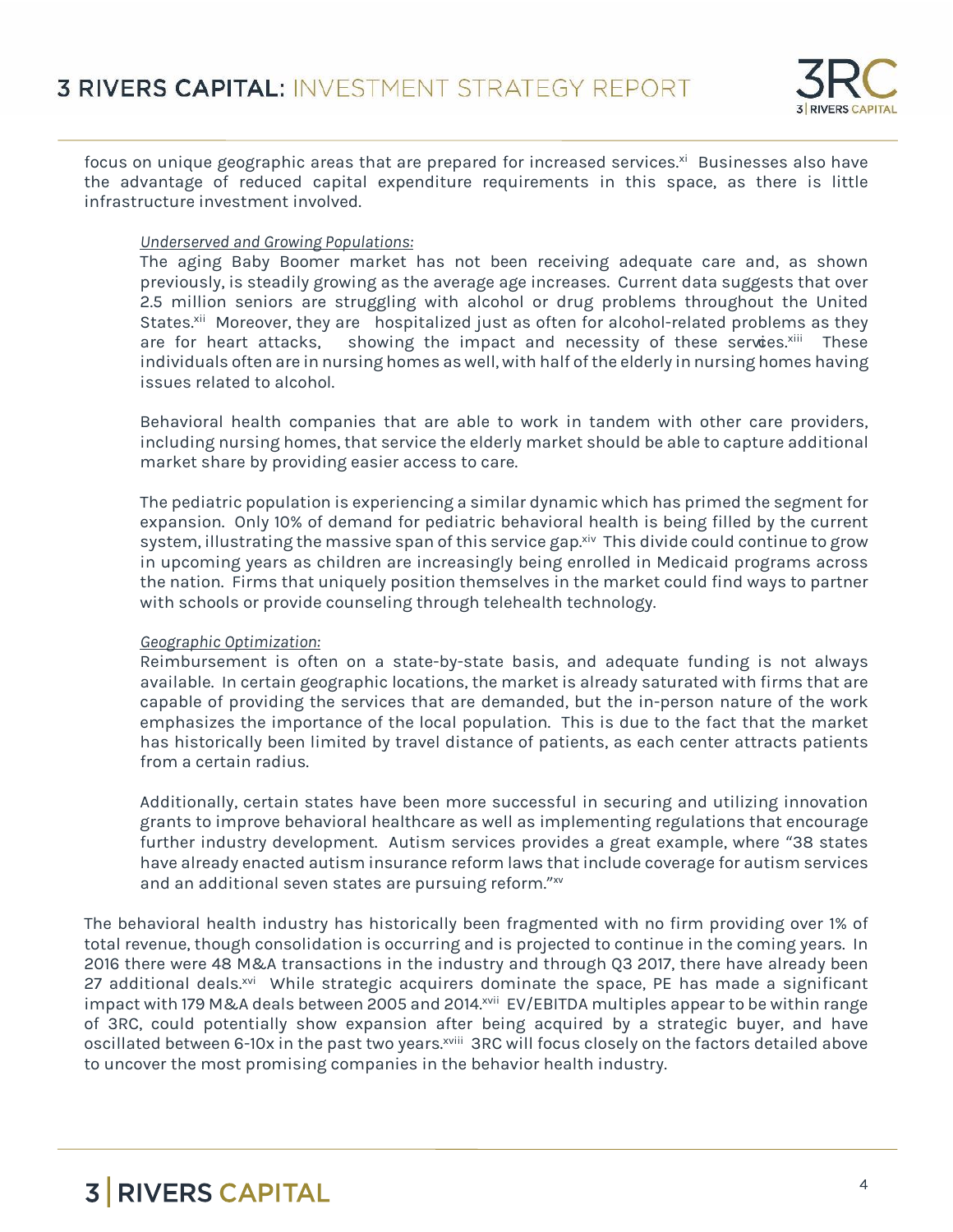focus on unique geographic areas that are prepared for increased services.[xi] Businesses also have the advantage of reduced capital expenditure requirements in this space, as there is little infrastructure investment involved.

*Underserved and Growing Populations:*

The aging Baby Boomer market has not been receiving adequate care and, as shown previously, is steadily growing as the average age increases. Current data suggests that over 2.5 million seniors are struggling with alcohol or drug problems throughout the United States.[xii] Moreover, they are hospitalized just as often for alcohol-related problems as they are for heart attacks, showing the impact and necessity of these services.[xiii] These individuals often are in nursing homes as well, with half of the elderly in nursing homes having issues related to alcohol.

Behavioral health companies that are able to work in tandem with other care providers, including nursing homes, that service the elderly market should be able to capture additional market share by providing easier access to care.

The pediatric population is experiencing a similar dynamic which has primed the segment for expansion. Only 10% of demand for pediatric behavioral health is being filled by the current system, illustrating the massive span of this service gap.[xiv] This divide could continue to grow in upcoming years as children are increasingly being enrolled in Medicaid programs across the nation. Firms that uniquely position themselves in the market could find ways to partner with schools or provide counseling through telehealth technology.

*Geographic Optimization:*

Reimbursement is often on a state-by-state basis, and adequate funding is not always available. In certain geographic locations, the market is already saturated with firms that are capable of providing the services that are demanded, but the in-person nature of the work emphasizes the importance of the local population. This is due to the fact that the market has historically been limited by travel distance of patients, as each center attracts patients from a certain radius.

Additionally, certain states have been more successful in securing and utilizing innovation grants to improve behavioral healthcare as well as implementing regulations that encourage further industry development. Autism services provides a great example, where "38 states have already enacted autism insurance reform laws that include coverage for autism services and an additional seven states are pursuing reform."[xv]

The behavioral health industry has historically been fragmented with no firm providing over 1% of total revenue, though consolidation is occurring and is projected to continue in the coming years. In 2016 there were 48 M&A transactions in the industry and through Q3 2017, there have already been 27 additional deals.[xvi] While strategic acquirers dominate the space, PE has made a significant impact with 179 M&A deals between 2005 and 2014.[xvii] EV/EBITDA multiples appear to be within range of 3RC, could potentially show expansion after being acquired by a strategic buyer, and have oscillated between 6-10x in the past two years.[xviii] 3RC will focus closely on the factors detailed above to uncover the most promising companies in the behavior health industry.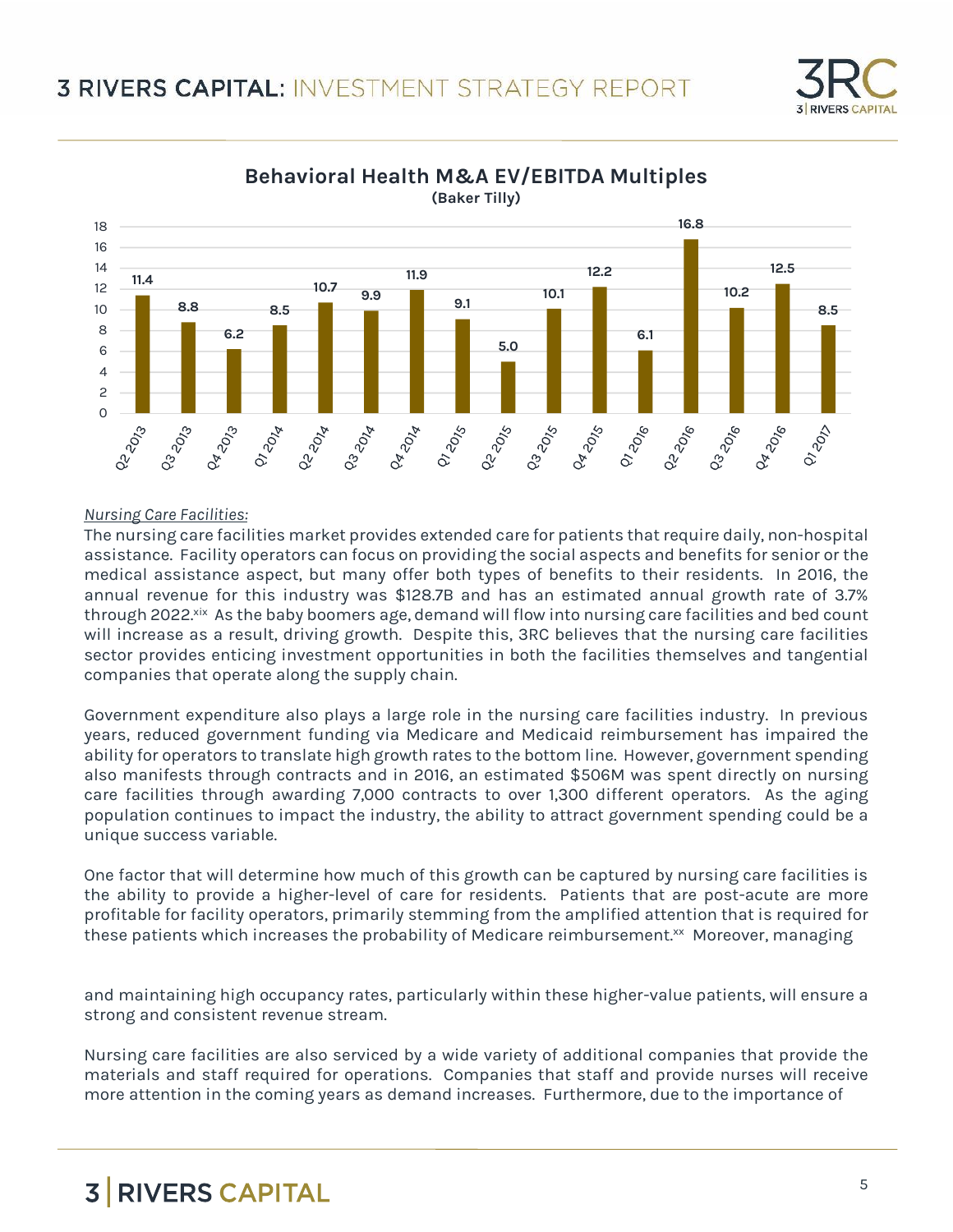**Behavioral Health M&A EV/EBITDA Multiples**
**(Baker Tilly)**

| Quarter | EV/EBITDA |
|---|---|
| Q2 2013 | 11.4 |
| Q3 2013 | 8.8 |
| Q4 2013 | 6.2 |
| Q1 2014 | 8.5 |
| Q2 2014 | 10.7 |
| Q3 2014 | 9.9 |
| Q4 2014 | 11.9 |
| Q1 2015 | 9.1 |
| Q2 2015 | 5.0 |
| Q3 2015 | 10.1 |
| Q4 2015 | 12.2 |
| Q1 2016 | 6.1 |
| Q2 2016 | 16.8 |
| Q3 2016 | 10.2 |
| Q4 2016 | 12.5 |
| Q1 2017 | 8.5 |

*Nursing Care Facilities:*

The nursing care facilities market provides extended care for patients that require daily, non-hospital assistance. Facility operators can focus on providing the social aspects and benefits for senior or the medical assistance aspect, but many offer both types of benefits to their residents. In 2016, the annual revenue for this industry was $128.7B and has an estimated annual growth rate of 3.7% through 2022.[xix] As the baby boomers age, demand will flow into nursing care facilities and bed count will increase as a result, driving growth. Despite this, 3RC believes that the nursing care facilities sector provides enticing investment opportunities in both the facilities themselves and tangential companies that operate along the supply chain.

Government expenditure also plays a large role in the nursing care facilities industry. In previous years, reduced government funding via Medicare and Medicaid reimbursement has impaired the ability for operators to translate high growth rates to the bottom line. However, government spending also manifests through contracts and in 2016, an estimated $506M was spent directly on nursing care facilities through awarding 7,000 contracts to over 1,300 different operators. As the aging population continues to impact the industry, the ability to attract government spending could be a unique success variable.

One factor that will determine how much of this growth can be captured by nursing care facilities is the ability to provide a higher-level of care for residents. Patients that are post-acute are more profitable for facility operators, primarily stemming from the amplified attention that is required for these patients which increases the probability of Medicare reimbursement.[xx] Moreover, managing and maintaining high occupancy rates, particularly within these higher-value patients, will ensure a strong and consistent revenue stream.

Nursing care facilities are also serviced by a wide variety of additional companies that provide the materials and staff required for operations. Companies that staff and provide nurses will receive more attention in the coming years as demand increases. Furthermore, due to the importance of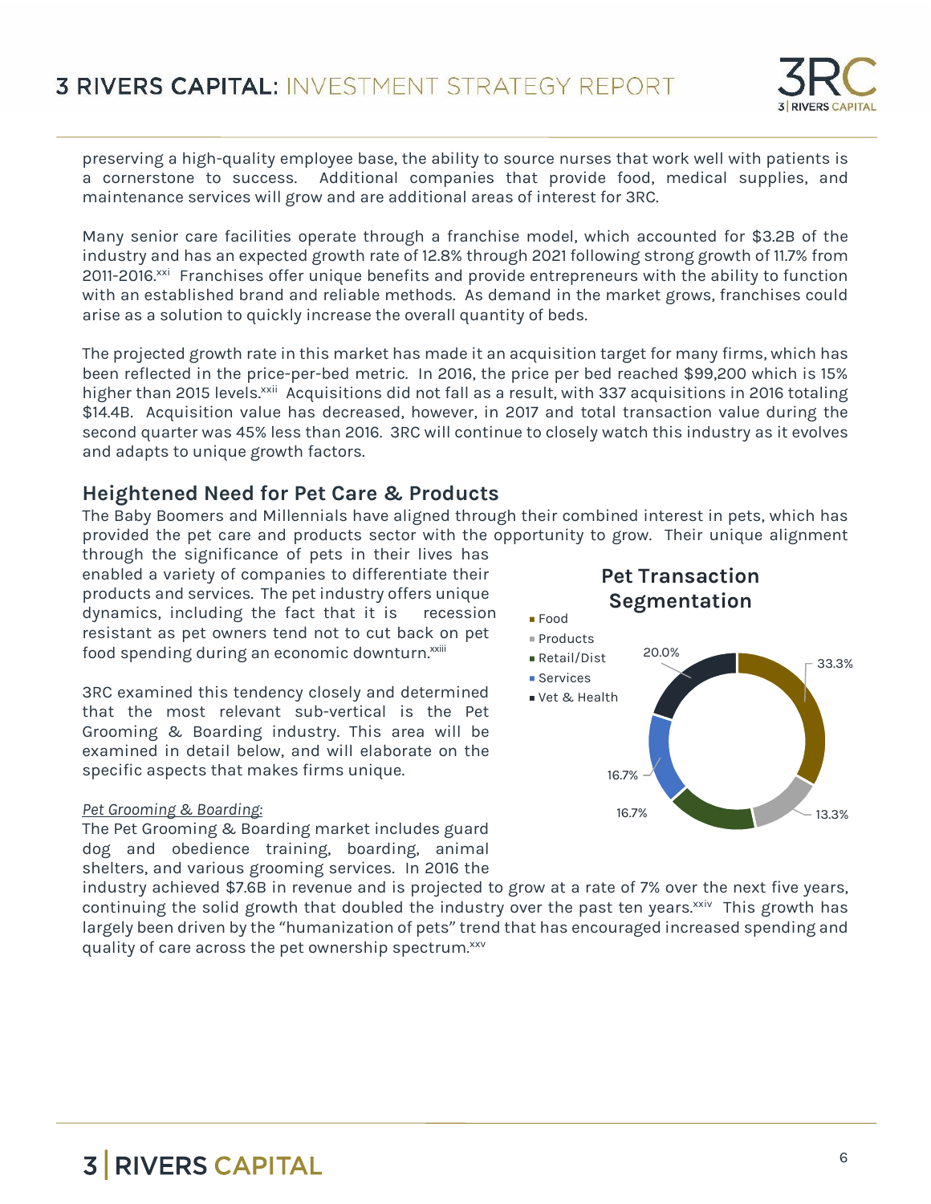preserving a high-quality employee base, the ability to source nurses that work well with patients is a cornerstone to success. Additional companies that provide food, medical supplies, and maintenance services will grow and are additional areas of interest for 3RC.

Many senior care facilities operate through a franchise model, which accounted for $3.2B of the industry and has an expected growth rate of 12.8% through 2021 following strong growth of 11.7% from 2011-2016.[xxi] Franchises offer unique benefits and provide entrepreneurs with the ability to function with an established brand and reliable methods. As demand in the market grows, franchises could arise as a solution to quickly increase the overall quantity of beds.

The projected growth rate in this market has made it an acquisition target for many firms, which has been reflected in the price-per-bed metric. In 2016, the price per bed reached $99,200 which is 15% higher than 2015 levels.[xxii] Acquisitions did not fall as a result, with 337 acquisitions in 2016 totaling $14.4B. Acquisition value has decreased, however, in 2017 and total transaction value during the second quarter was 45% less than 2016. 3RC will continue to closely watch this industry as it evolves and adapts to unique growth factors.

## Heightened Need for Pet Care & Products

The Baby Boomers and Millennials have aligned through their combined interest in pets, which has provided the pet care and products sector with the opportunity to grow. Their unique alignment through the significance of pets in their lives has enabled a variety of companies to differentiate their products and services. The pet industry offers unique dynamics, including the fact that it is recession resistant as pet owners tend not to cut back on pet food spending during an economic downturn.[xxiii]

3RC examined this tendency closely and determined that the most relevant sub-vertical is the Pet Grooming & Boarding industry. This area will be examined in detail below, and will elaborate on the specific aspects that makes firms unique.

**Pet Transaction Segmentation**

| Segment | Share |
|---|---|
| Food | 33.3% |
| Products | 13.3% |
| Retail/Dist | 16.7% |
| Services | 16.7% |
| Vet & Health | 20.0% |

*Pet Grooming & Boarding:*

The Pet Grooming & Boarding market includes guard dog and obedience training, boarding, animal shelters, and various grooming services. In 2016 the industry achieved $7.6B in revenue and is projected to grow at a rate of 7% over the next five years, continuing the solid growth that doubled the industry over the past ten years.[xxiv] This growth has largely been driven by the "humanization of pets" trend that has encouraged increased spending and quality of care across the pet ownership spectrum.[xxv]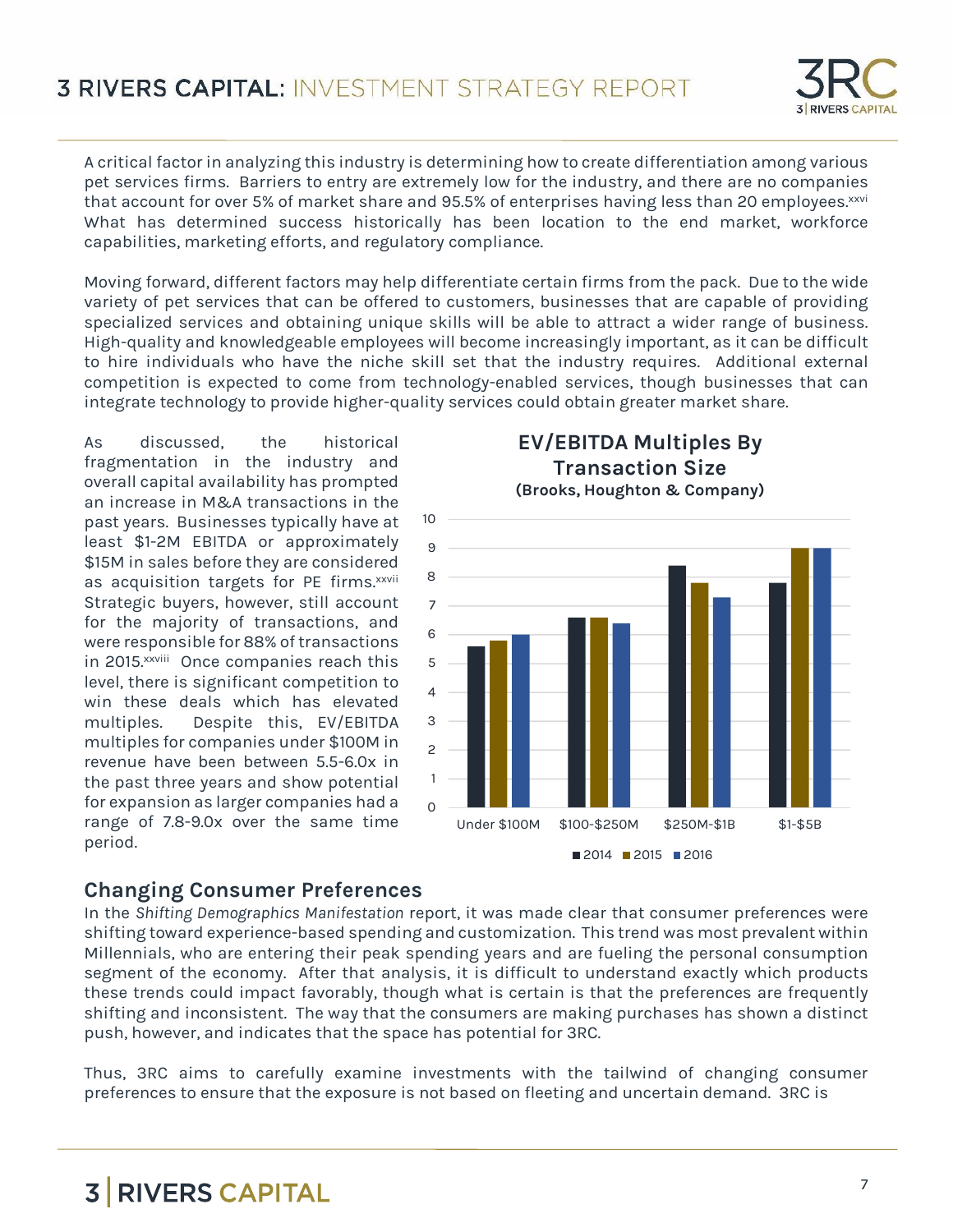A critical factor in analyzing this industry is determining how to create differentiation among various pet services firms. Barriers to entry are extremely low for the industry, and there are no companies that account for over 5% of market share and 95.5% of enterprises having less than 20 employees.[xxvi] What has determined success historically has been location to the end market, workforce capabilities, marketing efforts, and regulatory compliance.

Moving forward, different factors may help differentiate certain firms from the pack. Due to the wide variety of pet services that can be offered to customers, businesses that are capable of providing specialized services and obtaining unique skills will be able to attract a wider range of business. High-quality and knowledgeable employees will become increasingly important, as it can be difficult to hire individuals who have the niche skill set that the industry requires. Additional external competition is expected to come from technology-enabled services, though businesses that can integrate technology to provide higher-quality services could obtain greater market share.

As discussed, the historical fragmentation in the industry and overall capital availability has prompted an increase in M&A transactions in the past years. Businesses typically have at least $1-2M EBITDA or approximately $15M in sales before they are considered as acquisition targets for PE firms.[xxvii] Strategic buyers, however, still account for the majority of transactions, and were responsible for 88% of transactions in 2015.[xxviii] Once companies reach this level, there is significant competition to win these deals which has elevated multiples. Despite this, EV/EBITDA multiples for companies under $100M in revenue have been between 5.5-6.0x in the past three years and show potential for expansion as larger companies had a range of 7.8-9.0x over the same time period.

**EV/EBITDA Multiples By Transaction Size**
**(Brooks, Houghton & Company)**

| Transaction Size | 2014 | 2015 | 2016 |
|---|---|---|---|
| Under $100M | 5.6 | 5.8 | 6.0 |
| $100-$250M | 6.6 | 6.6 | 6.4 |
| $250M-$1B | 8.4 | 7.8 | 7.3 |
| $1-$5B | 7.8 | 9.0 | 9.0 |

## Changing Consumer Preferences

In the *Shifting Demographics Manifestation* report, it was made clear that consumer preferences were shifting toward experience-based spending and customization. This trend was most prevalent within Millennials, who are entering their peak spending years and are fueling the personal consumption segment of the economy. After that analysis, it is difficult to understand exactly which products these trends could impact favorably, though what is certain is that the preferences are frequently shifting and inconsistent. The way that the consumers are making purchases has shown a distinct push, however, and indicates that the space has potential for 3RC.

Thus, 3RC aims to carefully examine investments with the tailwind of changing consumer preferences to ensure that the exposure is not based on fleeting and uncertain demand. 3RC is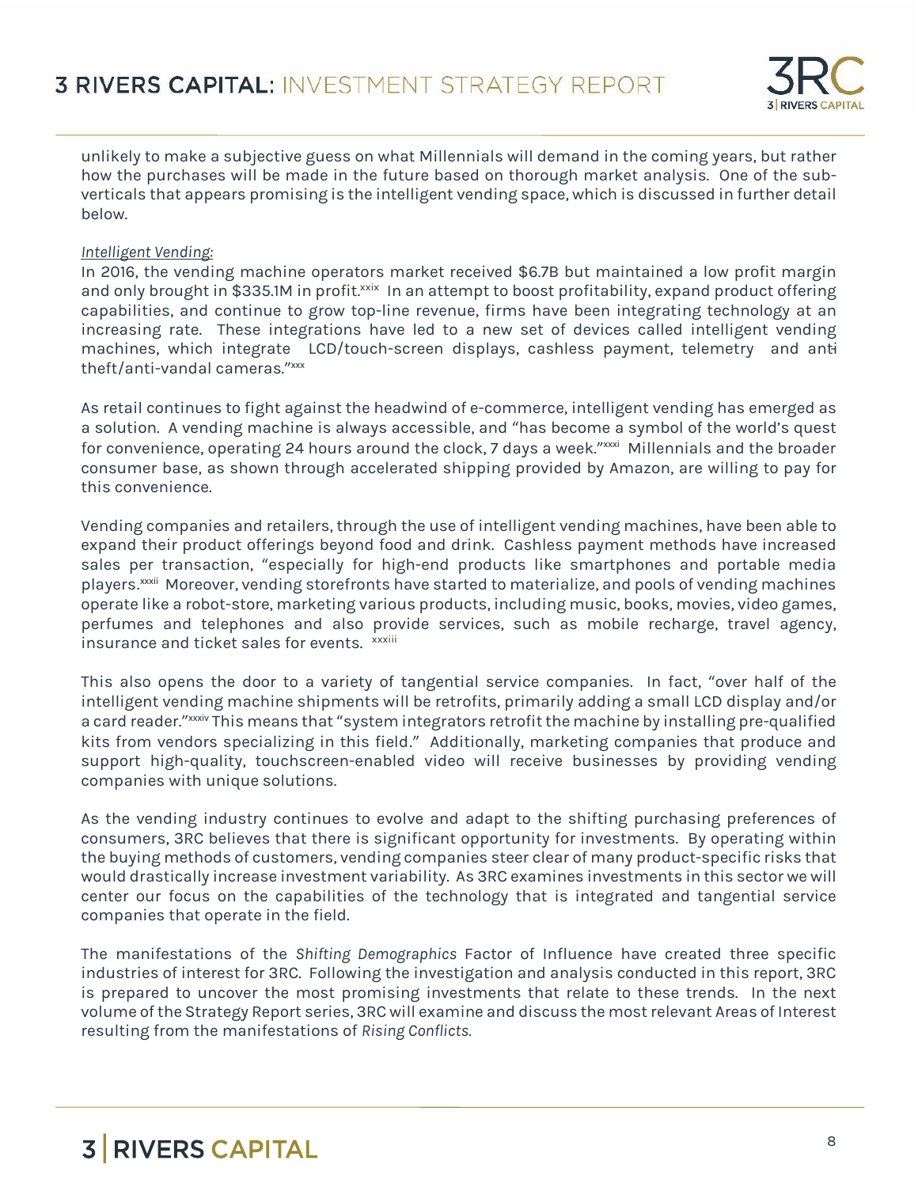unlikely to make a subjective guess on what Millennials will demand in the coming years, but rather how the purchases will be made in the future based on thorough market analysis. One of the sub-verticals that appears promising is the intelligent vending space, which is discussed in further detail below.

*Intelligent Vending:*

In 2016, the vending machine operators market received $6.7B but maintained a low profit margin and only brought in $335.1M in profit.[xxix] In an attempt to boost profitability, expand product offering capabilities, and continue to grow top-line revenue, firms have been integrating technology at an increasing rate. These integrations have led to a new set of devices called intelligent vending machines, which integrate LCD/touch-screen displays, cashless payment, telemetry and anti-theft/anti-vandal cameras."[xxx]

As retail continues to fight against the headwind of e-commerce, intelligent vending has emerged as a solution. A vending machine is always accessible, and "has become a symbol of the world's quest for convenience, operating 24 hours around the clock, 7 days a week."[xxxi] Millennials and the broader consumer base, as shown through accelerated shipping provided by Amazon, are willing to pay for this convenience.

Vending companies and retailers, through the use of intelligent vending machines, have been able to expand their product offerings beyond food and drink. Cashless payment methods have increased sales per transaction, "especially for high-end products like smartphones and portable media players.[xxxii] Moreover, vending storefronts have started to materialize, and pools of vending machines operate like a robot-store, marketing various products, including music, books, movies, video games, perfumes and telephones and also provide services, such as mobile recharge, travel agency, insurance and ticket sales for events. [xxxiii]

This also opens the door to a variety of tangential service companies. In fact, "over half of the intelligent vending machine shipments will be retrofits, primarily adding a small LCD display and/or a card reader."[xxxiv] This means that "system integrators retrofit the machine by installing pre-qualified kits from vendors specializing in this field." Additionally, marketing companies that produce and support high-quality, touchscreen-enabled video will receive businesses by providing vending companies with unique solutions.

As the vending industry continues to evolve and adapt to the shifting purchasing preferences of consumers, 3RC believes that there is significant opportunity for investments. By operating within the buying methods of customers, vending companies steer clear of many product-specific risks that would drastically increase investment variability. As 3RC examines investments in this sector we will center our focus on the capabilities of the technology that is integrated and tangential service companies that operate in the field.

The manifestations of the *Shifting Demographics* Factor of Influence have created three specific industries of interest for 3RC. Following the investigation and analysis conducted in this report, 3RC is prepared to uncover the most promising investments that relate to these trends. In the next volume of the Strategy Report series, 3RC will examine and discuss the most relevant Areas of Interest resulting from the manifestations of *Rising Conflicts*.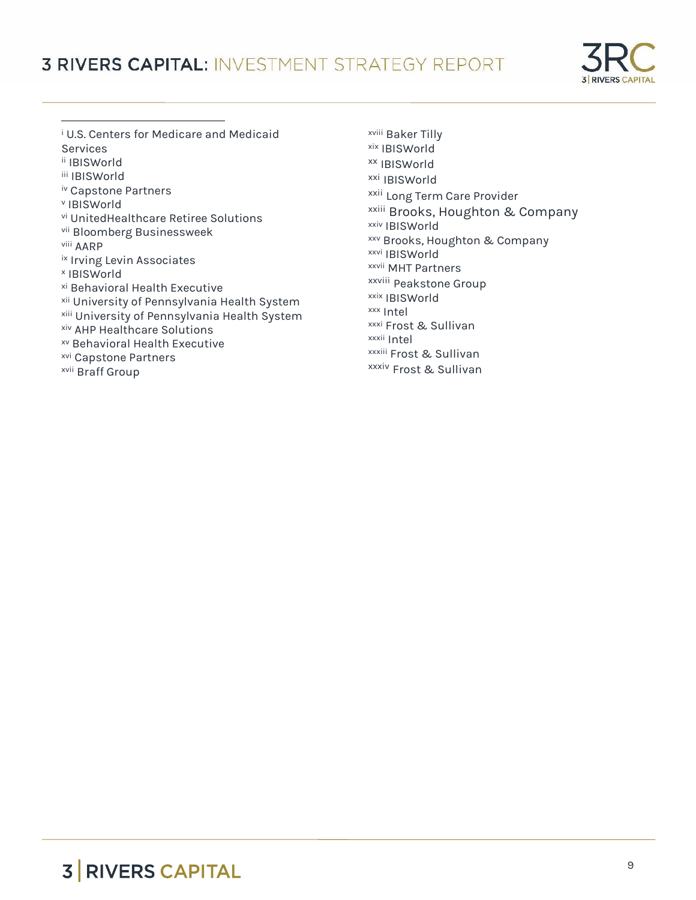[i] U.S. Centers for Medicare and Medicaid Services
[ii] IBISWorld
[iii] IBISWorld
[iv] Capstone Partners
[v] IBISWorld
[vi] UnitedHealthcare Retiree Solutions
[vii] Bloomberg Businessweek
[viii] AARP
[ix] Irving Levin Associates
[x] IBISWorld
[xi] Behavioral Health Executive
[xii] University of Pennsylvania Health System
[xiii] University of Pennsylvania Health System
[xiv] AHP Healthcare Solutions
[xv] Behavioral Health Executive
[xvi] Capstone Partners
[xvii] Braff Group
[xviii] Baker Tilly
[xix] IBISWorld
[xx] IBISWorld
[xxi] IBISWorld
[xxii] Long Term Care Provider
[xxiii] Brooks, Houghton & Company
[xxiv] IBISWorld
[xxv] Brooks, Houghton & Company
[xxvi] IBISWorld
[xxvii] MHT Partners
[xxviii] Peakstone Group
[xxix] IBISWorld
[xxx] Intel
[xxxi] Frost & Sullivan
[xxxii] Intel
[xxxiii] Frost & Sullivan
[xxxiv] Frost & Sullivan